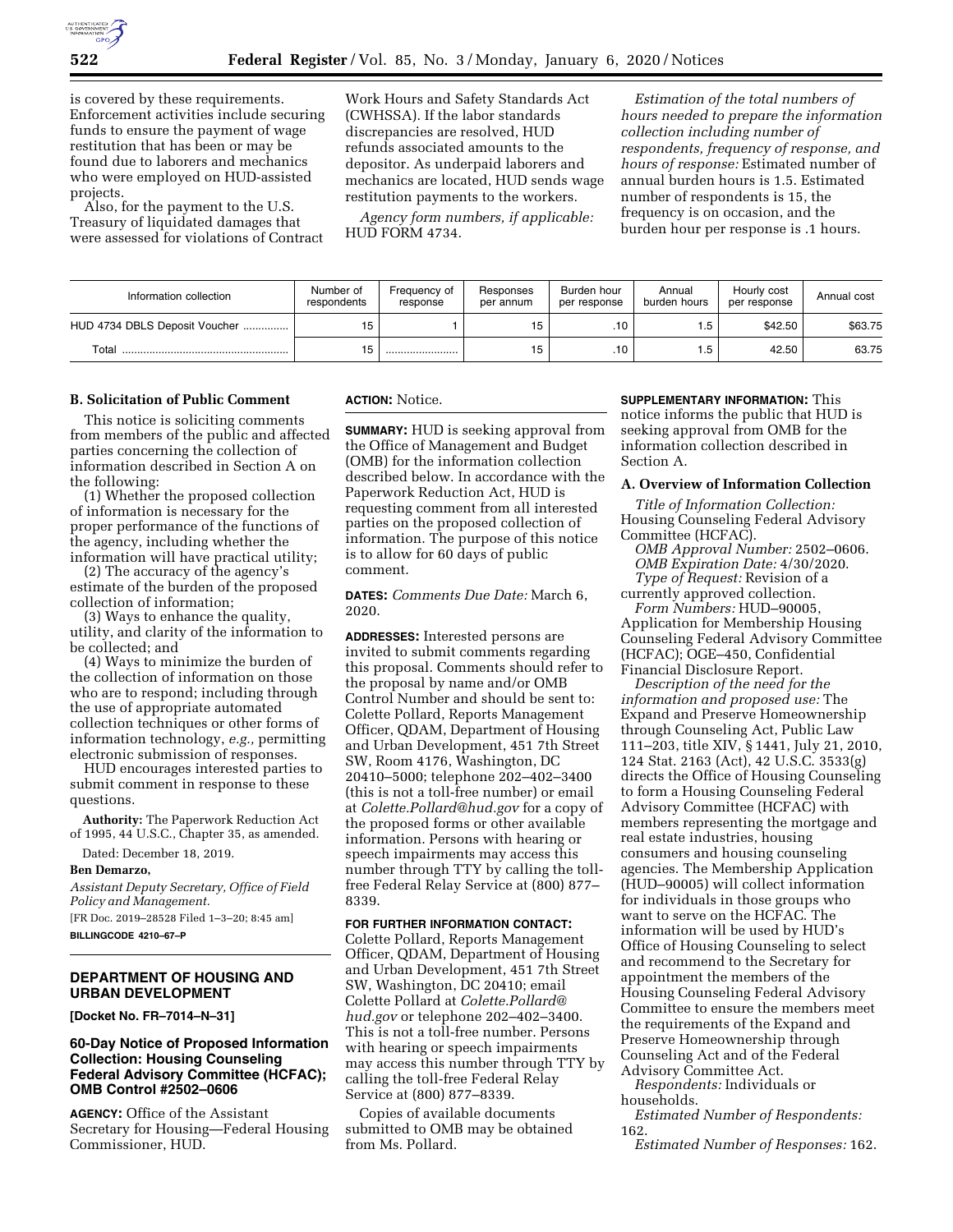is covered by these requirements. Enforcement activities include securing funds to ensure the payment of wage restitution that has been or may be found due to laborers and mechanics who were employed on HUD-assisted projects.

Also, for the payment to the U.S. Treasury of liquidated damages that were assessed for violations of Contract Work Hours and Safety Standards Act (CWHSSA). If the labor standards discrepancies are resolved, HUD refunds associated amounts to the depositor. As underpaid laborers and mechanics are located, HUD sends wage restitution payments to the workers.

*Agency form numbers, if applicable:* HUD FORM 4734.

*Estimation of the total numbers of hours needed to prepare the information collection including number of respondents, frequency of response, and hours of response:* Estimated number of annual burden hours is 1.5. Estimated number of respondents is 15, the frequency is on occasion, and the burden hour per response is .1 hours.

| Information collection | Number of respondents | Frequency of response | Responses per annum | Burden hour per response | Annual burden hours | Hourly cost per response | Annual cost |
|---|---|---|---|---|---|---|---|
| HUD 4734 DBLS Deposit Voucher | 15 | 1 | 15 | .10 | 1.5 | $42.50 | $63.75 |
| Total | 15 | | 15 | .10 | 1.5 | 42.50 | 63.75 |

### B. Solicitation of Public Comment

This notice is soliciting comments from members of the public and affected parties concerning the collection of information described in Section A on the following:

(1) Whether the proposed collection of information is necessary for the proper performance of the functions of the agency, including whether the information will have practical utility;

(2) The accuracy of the agency's estimate of the burden of the proposed collection of information;

(3) Ways to enhance the quality, utility, and clarity of the information to be collected; and

(4) Ways to minimize the burden of the collection of information on those who are to respond; including through the use of appropriate automated collection techniques or other forms of information technology, *e.g.,* permitting electronic submission of responses.

HUD encourages interested parties to submit comment in response to these questions.

**Authority:** The Paperwork Reduction Act of 1995, 44 U.S.C., Chapter 35, as amended.

Dated: December 18, 2019.

**Ben Demarzo,**

*Assistant Deputy Secretary, Office of Field Policy and Management.*

[FR Doc. 2019–28528 Filed 1–3–20; 8:45 am]

**BILLINGCODE 4210–67–P**

## DEPARTMENT OF HOUSING AND URBAN DEVELOPMENT

**[Docket No. FR–7014–N–31]**

## 60-Day Notice of Proposed Information Collection: Housing Counseling Federal Advisory Committee (HCFAC); OMB Control #2502–0606

**AGENCY:** Office of the Assistant Secretary for Housing—Federal Housing Commissioner, HUD.

**ACTION:** Notice.

**SUMMARY:** HUD is seeking approval from the Office of Management and Budget (OMB) for the information collection described below. In accordance with the Paperwork Reduction Act, HUD is requesting comment from all interested parties on the proposed collection of information. The purpose of this notice is to allow for 60 days of public comment.

**DATES:** *Comments Due Date:* March 6, 2020.

**ADDRESSES:** Interested persons are invited to submit comments regarding this proposal. Comments should refer to the proposal by name and/or OMB Control Number and should be sent to: Colette Pollard, Reports Management Officer, QDAM, Department of Housing and Urban Development, 451 7th Street SW, Room 4176, Washington, DC 20410–5000; telephone 202–402–3400 (this is not a toll-free number) or email at *Colette.Pollard@hud.gov* for a copy of the proposed forms or other available information. Persons with hearing or speech impairments may access this number through TTY by calling the toll-free Federal Relay Service at (800) 877–8339.

**FOR FURTHER INFORMATION CONTACT:** Colette Pollard, Reports Management Officer, QDAM, Department of Housing and Urban Development, 451 7th Street SW, Washington, DC 20410; email Colette Pollard at *Colette.Pollard@hud.gov* or telephone 202–402–3400. This is not a toll-free number. Persons with hearing or speech impairments may access this number through TTY by calling the toll-free Federal Relay Service at (800) 877–8339.

Copies of available documents submitted to OMB may be obtained from Ms. Pollard.

**SUPPLEMENTARY INFORMATION:** This notice informs the public that HUD is seeking approval from OMB for the information collection described in Section A.

### A. Overview of Information Collection

*Title of Information Collection:* Housing Counseling Federal Advisory Committee (HCFAC).

*OMB Approval Number:* 2502–0606.

*OMB Expiration Date:* 4/30/2020.

*Type of Request:* Revision of a currently approved collection.

*Form Numbers:* HUD–90005, Application for Membership Housing Counseling Federal Advisory Committee (HCFAC); OGE–450, Confidential Financial Disclosure Report.

*Description of the need for the information and proposed use:* The Expand and Preserve Homeownership through Counseling Act, Public Law 111–203, title XIV, § 1441, July 21, 2010, 124 Stat. 2163 (Act), 42 U.S.C. 3533(g) directs the Office of Housing Counseling to form a Housing Counseling Federal Advisory Committee (HCFAC) with members representing the mortgage and real estate industries, housing consumers and housing counseling agencies. The Membership Application (HUD–90005) will collect information for individuals in those groups who want to serve on the HCFAC. The information will be used by HUD's Office of Housing Counseling to select and recommend to the Secretary for appointment the members of the Housing Counseling Federal Advisory Committee to ensure the members meet the requirements of the Expand and Preserve Homeownership through Counseling Act and of the Federal Advisory Committee Act.

*Respondents:* Individuals or households.

*Estimated Number of Respondents:* 162.

*Estimated Number of Responses:* 162.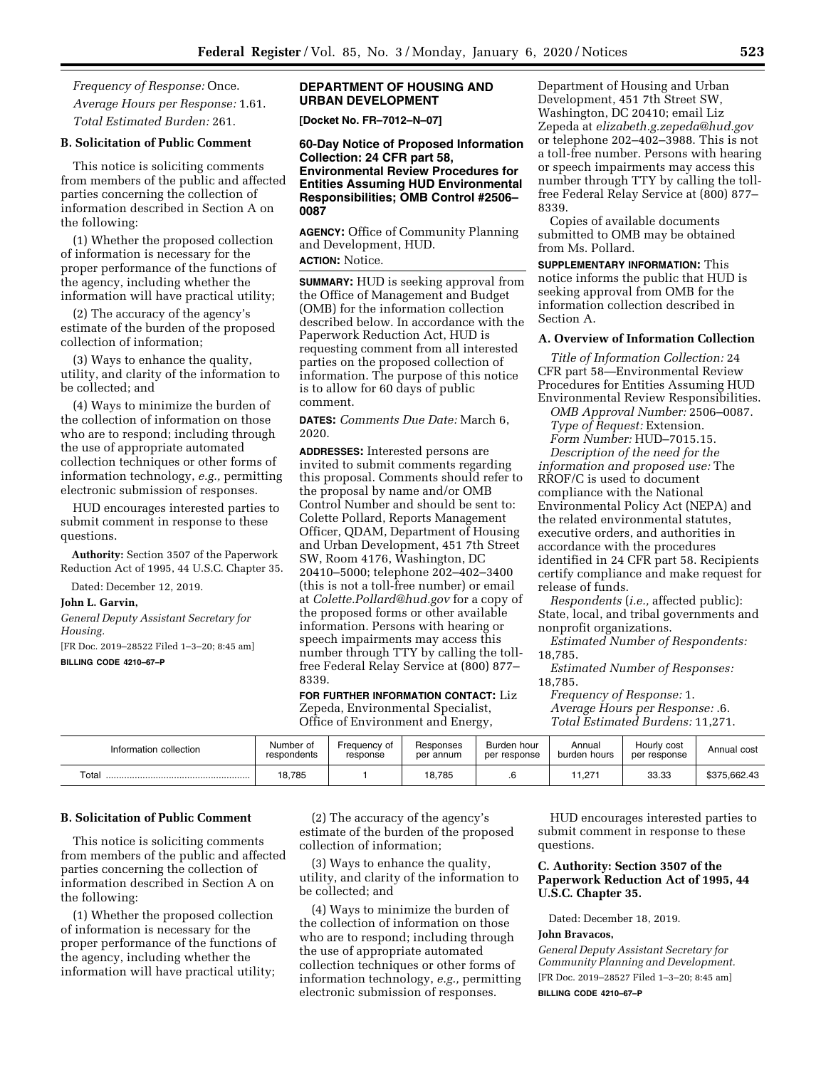*Frequency of Response:* Once.

*Average Hours per Response:* 1.61.

*Total Estimated Burden:* 261.

### B. Solicitation of Public Comment

This notice is soliciting comments from members of the public and affected parties concerning the collection of information described in Section A on the following:

(1) Whether the proposed collection of information is necessary for the proper performance of the functions of the agency, including whether the information will have practical utility;

(2) The accuracy of the agency's estimate of the burden of the proposed collection of information;

(3) Ways to enhance the quality, utility, and clarity of the information to be collected; and

(4) Ways to minimize the burden of the collection of information on those who are to respond; including through the use of appropriate automated collection techniques or other forms of information technology, *e.g.,* permitting electronic submission of responses.

HUD encourages interested parties to submit comment in response to these questions.

**Authority:** Section 3507 of the Paperwork Reduction Act of 1995, 44 U.S.C. Chapter 35.

Dated: December 12, 2019.

**John L. Garvin,**

*General Deputy Assistant Secretary for Housing.*

[FR Doc. 2019–28522 Filed 1–3–20; 8:45 am]

**BILLING CODE 4210–67–P**

## DEPARTMENT OF HOUSING AND URBAN DEVELOPMENT

**[Docket No. FR–7012–N–07]**

## 60-Day Notice of Proposed Information Collection: 24 CFR part 58, Environmental Review Procedures for Entities Assuming HUD Environmental Responsibilities; OMB Control #2506–0087

**AGENCY:** Office of Community Planning and Development, HUD.

**ACTION:** Notice.

**SUMMARY:** HUD is seeking approval from the Office of Management and Budget (OMB) for the information collection described below. In accordance with the Paperwork Reduction Act, HUD is requesting comment from all interested parties on the proposed collection of information. The purpose of this notice is to allow for 60 days of public comment.

**DATES:** *Comments Due Date:* March 6, 2020.

**ADDRESSES:** Interested persons are invited to submit comments regarding this proposal. Comments should refer to the proposal by name and/or OMB Control Number and should be sent to: Colette Pollard, Reports Management Officer, QDAM, Department of Housing and Urban Development, 451 7th Street SW, Room 4176, Washington, DC 20410–5000; telephone 202–402–3400 (this is not a toll-free number) or email at *Colette.Pollard@hud.gov* for a copy of the proposed forms or other available information. Persons with hearing or speech impairments may access this number through TTY by calling the toll-free Federal Relay Service at (800) 877–8339.

**FOR FURTHER INFORMATION CONTACT:** Liz Zepeda, Environmental Specialist, Office of Environment and Energy, Department of Housing and Urban Development, 451 7th Street SW, Washington, DC 20410; email Liz Zepeda at *elizabeth.g.zepeda@hud.gov* or telephone 202–402–3988. This is not a toll-free number. Persons with hearing or speech impairments may access this number through TTY by calling the toll-free Federal Relay Service at (800) 877–8339.

Copies of available documents submitted to OMB may be obtained from Ms. Pollard.

**SUPPLEMENTARY INFORMATION:** This notice informs the public that HUD is seeking approval from OMB for the information collection described in Section A.

### A. Overview of Information Collection

*Title of Information Collection:* 24 CFR part 58—Environmental Review Procedures for Entities Assuming HUD Environmental Review Responsibilities.

*OMB Approval Number:* 2506–0087.

*Type of Request:* Extension.

*Form Number:* HUD–7015.15.

*Description of the need for the information and proposed use:* The RROF/C is used to document compliance with the National Environmental Policy Act (NEPA) and the related environmental statutes, executive orders, and authorities in accordance with the procedures identified in 24 CFR part 58. Recipients certify compliance and make request for release of funds.

*Respondents* (*i.e.,* affected public): State, local, and tribal governments and nonprofit organizations.

*Estimated Number of Respondents:* 18,785.

*Estimated Number of Responses:* 18,785.

*Frequency of Response:* 1.

*Average Hours per Response:* .6.

*Total Estimated Burdens:* 11,271.

| Information collection | Number of respondents | Frequency of response | Responses per annum | Burden hour per response | Annual burden hours | Hourly cost per response | Annual cost |
|---|---|---|---|---|---|---|---|
| Total ...................................................... | 18,785 | 1 | 18,785 | .6 | 11,271 | 33.33 | $375,662.43 |

### B. Solicitation of Public Comment

This notice is soliciting comments from members of the public and affected parties concerning the collection of information described in Section A on the following:

(1) Whether the proposed collection of information is necessary for the proper performance of the functions of the agency, including whether the information will have practical utility;

(2) The accuracy of the agency's estimate of the burden of the proposed collection of information;

(3) Ways to enhance the quality, utility, and clarity of the information to be collected; and

(4) Ways to minimize the burden of the collection of information on those who are to respond; including through the use of appropriate automated collection techniques or other forms of information technology, *e.g.,* permitting electronic submission of responses.

HUD encourages interested parties to submit comment in response to these questions.

### C. Authority: Section 3507 of the Paperwork Reduction Act of 1995, 44 U.S.C. Chapter 35.

Dated: December 18, 2019.

**John Bravacos,**

*General Deputy Assistant Secretary for Community Planning and Development.*

[FR Doc. 2019–28527 Filed 1–3–20; 8:45 am]

**BILLING CODE 4210–67–P**